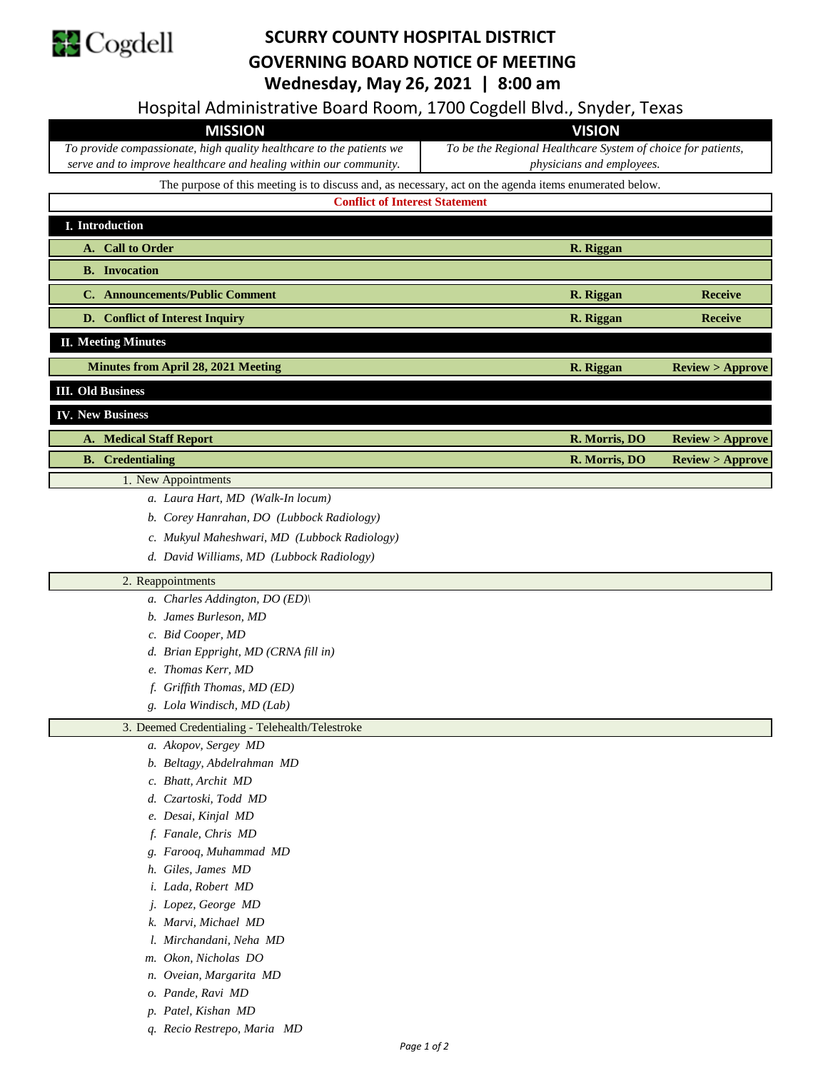Cogdell

# SCURRY COUNTY HOSPITAL DISTRICT
# GOVERNING BOARD NOTICE OF MEETING
## Wednesday, May 26, 2021 | 8:00 am

Hospital Administrative Board Room, 1700 Cogdell Blvd., Snyder, Texas

| MISSION | VISION |
|---|---|
| *To provide compassionate, high quality healthcare to the patients we serve and to improve healthcare and healing within our community.* | *To be the Regional Healthcare System of choice for patients, physicians and employees.* |

The purpose of this meeting is to discuss and, as necessary, act on the agenda items enumerated below.

**Conflict of Interest Statement**

| Item | Presenter | Action |
|---|---|---|
| **I. Introduction** | | |
| **A. Call to Order** | **R. Riggan** | |
| **B. Invocation** | | |
| **C. Announcements/Public Comment** | **R. Riggan** | **Receive** |
| **D. Conflict of Interest Inquiry** | **R. Riggan** | **Receive** |
| **II. Meeting Minutes** | | |
| **Minutes from April 28, 2021 Meeting** | **R. Riggan** | **Review > Approve** |
| **III. Old Business** | | |
| **IV. New Business** | | |
| **A. Medical Staff Report** | **R. Morris, DO** | **Review > Approve** |
| **B. Credentialing** | **R. Morris, DO** | **Review > Approve** |

1. New Appointments
   - a. *Laura Hart, MD (Walk-In locum)*
   - b. *Corey Hanrahan, DO (Lubbock Radiology)*
   - c. *Mukyul Maheshwari, MD (Lubbock Radiology)*
   - d. *David Williams, MD (Lubbock Radiology)*

2. Reappointments
   - a. *Charles Addington, DO (ED)\*
   - b. *James Burleson, MD*
   - c. *Bid Cooper, MD*
   - d. *Brian Eppright, MD (CRNA fill in)*
   - e. *Thomas Kerr, MD*
   - f. *Griffith Thomas, MD (ED)*
   - g. *Lola Windisch, MD (Lab)*

3. Deemed Credentialing - Telehealth/Telestroke
   - a. *Akopov, Sergey MD*
   - b. *Beltagy, Abdelrahman MD*
   - c. *Bhatt, Archit MD*
   - d. *Czartoski, Todd MD*
   - e. *Desai, Kinjal MD*
   - f. *Fanale, Chris MD*
   - g. *Farooq, Muhammad MD*
   - h. *Giles, James MD*
   - i. *Lada, Robert MD*
   - j. *Lopez, George MD*
   - k. *Marvi, Michael MD*
   - l. *Mirchandani, Neha MD*
   - m. *Okon, Nicholas DO*
   - n. *Oveian, Margarita MD*
   - o. *Pande, Ravi MD*
   - p. *Patel, Kishan MD*
   - q. *Recio Restrepo, Maria MD*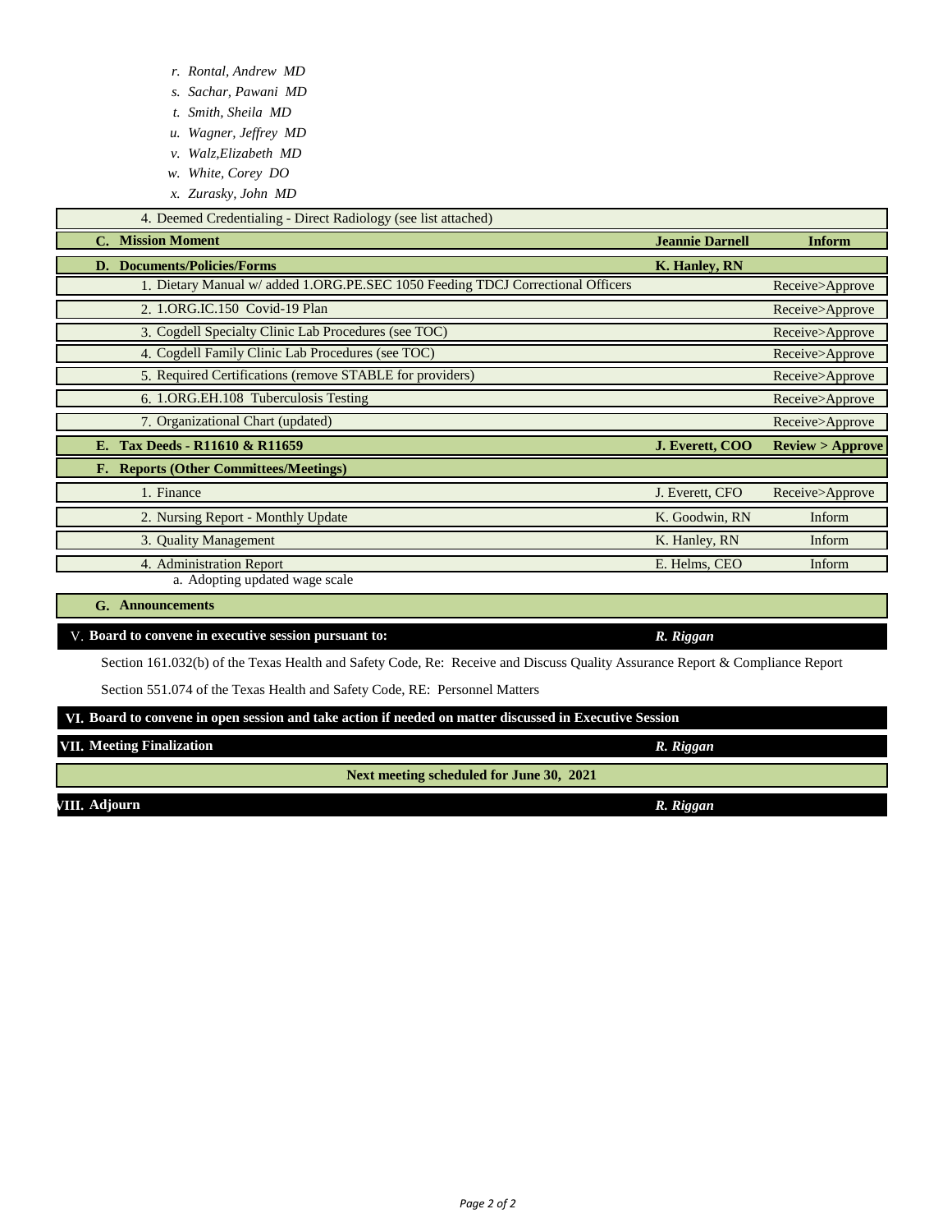- r. *Rontal, Andrew MD*
- s. *Sachar, Pawani MD*
- t. *Smith, Sheila MD*
- u. *Wagner, Jeffrey MD*
- v. *Walz,Elizabeth MD*
- w. *White, Corey DO*
- x. *Zurasky, John MD*

| | | |
|---|---|---|
| 4. Deemed Credentialing - Direct Radiology (see list attached) | | |
| **C. Mission Moment** | **Jeannie Darnell** | **Inform** |
| **D. Documents/Policies/Forms** | **K. Hanley, RN** | |
| 1. Dietary Manual w/ added 1.ORG.PE.SEC 1050 Feeding TDCJ Correctional Officers | | Receive>Approve |
| 2. 1.ORG.IC.150 Covid-19 Plan | | Receive>Approve |
| 3. Cogdell Specialty Clinic Lab Procedures (see TOC) | | Receive>Approve |
| 4. Cogdell Family Clinic Lab Procedures (see TOC) | | Receive>Approve |
| 5. Required Certifications (remove STABLE for providers) | | Receive>Approve |
| 6. 1.ORG.EH.108 Tuberculosis Testing | | Receive>Approve |
| 7. Organizational Chart (updated) | | Receive>Approve |
| **E. Tax Deeds - R11610 & R11659** | **J. Everett, COO** | **Review > Approve** |
| **F. Reports (Other Committees/Meetings)** | | |
| 1. Finance | J. Everett, CFO | Receive>Approve |
| 2. Nursing Report - Monthly Update | K. Goodwin, RN | Inform |
| 3. Quality Management | K. Hanley, RN | Inform |
| 4. Administration Report<br>a. Adopting updated wage scale | E. Helms, CEO | Inform |
| **G. Announcements** | | |

**V. Board to convene in executive session pursuant to:** ***R. Riggan***

Section 161.032(b) of the Texas Health and Safety Code, Re: Receive and Discuss Quality Assurance Report & Compliance Report

Section 551.074 of the Texas Health and Safety Code, RE: Personnel Matters

**VI. Board to convene in open session and take action if needed on matter discussed in Executive Session**

**VII. Meeting Finalization** ***R. Riggan***

**Next meeting scheduled for June 30, 2021**

**VIII. Adjourn** ***R. Riggan***